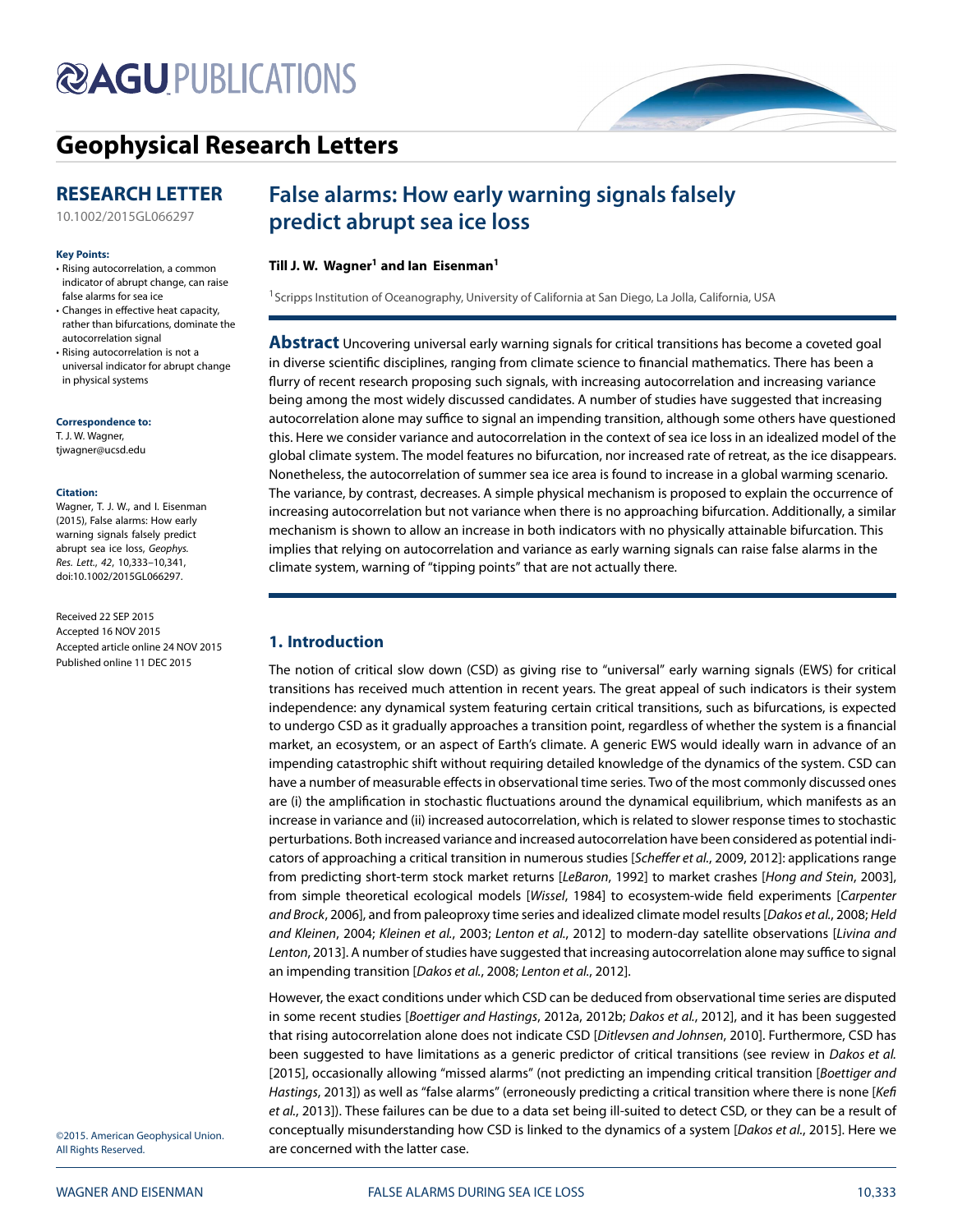# Geophysical Research Letters

## RESEARCH LETTER

10.1002/2015GL066297

**Key Points:**

- Rising autocorrelation, a common indicator of abrupt change, can raise false alarms for sea ice
- Changes in effective heat capacity, rather than bifurcations, dominate the autocorrelation signal
- Rising autocorrelation is not a universal indicator for abrupt change in physical systems

**Correspondence to:**
T. J. W. Wagner,
tjwagner@ucsd.edu

**Citation:**
Wagner, T. J. W., and I. Eisenman (2015), False alarms: How early warning signals falsely predict abrupt sea ice loss, *Geophys. Res. Lett.*, *42*, 10,333–10,341, doi:10.1002/2015GL066297.

Received 22 SEP 2015
Accepted 16 NOV 2015
Accepted article online 24 NOV 2015
Published online 11 DEC 2015

©2015. American Geophysical Union. All Rights Reserved.

# False alarms: How early warning signals falsely predict abrupt sea ice loss

**Till J. W. Wagner[1] and Ian Eisenman[1]**

[1] Scripps Institution of Oceanography, University of California at San Diego, La Jolla, California, USA

**Abstract** Uncovering universal early warning signals for critical transitions has become a coveted goal in diverse scientific disciplines, ranging from climate science to financial mathematics. There has been a flurry of recent research proposing such signals, with increasing autocorrelation and increasing variance being among the most widely discussed candidates. A number of studies have suggested that increasing autocorrelation alone may suffice to signal an impending transition, although some others have questioned this. Here we consider variance and autocorrelation in the context of sea ice loss in an idealized model of the global climate system. The model features no bifurcation, nor increased rate of retreat, as the ice disappears. Nonetheless, the autocorrelation of summer sea ice area is found to increase in a global warming scenario. The variance, by contrast, decreases. A simple physical mechanism is proposed to explain the occurrence of increasing autocorrelation but not variance when there is no approaching bifurcation. Additionally, a similar mechanism is shown to allow an increase in both indicators with no physically attainable bifurcation. This implies that relying on autocorrelation and variance as early warning signals can raise false alarms in the climate system, warning of "tipping points" that are not actually there.

## 1. Introduction

The notion of critical slow down (CSD) as giving rise to "universal" early warning signals (EWS) for critical transitions has received much attention in recent years. The great appeal of such indicators is their system independence: any dynamical system featuring certain critical transitions, such as bifurcations, is expected to undergo CSD as it gradually approaches a transition point, regardless of whether the system is a financial market, an ecosystem, or an aspect of Earth's climate. A generic EWS would ideally warn in advance of an impending catastrophic shift without requiring detailed knowledge of the dynamics of the system. CSD can have a number of measurable effects in observational time series. Two of the most commonly discussed ones are (i) the amplification in stochastic fluctuations around the dynamical equilibrium, which manifests as an increase in variance and (ii) increased autocorrelation, which is related to slower response times to stochastic perturbations. Both increased variance and increased autocorrelation have been considered as potential indicators of approaching a critical transition in numerous studies [*Scheffer et al.*, 2009, 2012]: applications range from predicting short-term stock market returns [*LeBaron*, 1992] to market crashes [*Hong and Stein*, 2003], from simple theoretical ecological models [*Wissel*, 1984] to ecosystem-wide field experiments [*Carpenter and Brock*, 2006], and from paleoproxy time series and idealized climate model results [*Dakos et al.*, 2008; *Held and Kleinen*, 2004; *Kleinen et al.*, 2003; *Lenton et al.*, 2012] to modern-day satellite observations [*Livina and Lenton*, 2013]. A number of studies have suggested that increasing autocorrelation alone may suffice to signal an impending transition [*Dakos et al.*, 2008; *Lenton et al.*, 2012].

However, the exact conditions under which CSD can be deduced from observational time series are disputed in some recent studies [*Boettiger and Hastings*, 2012a, 2012b; *Dakos et al.*, 2012], and it has been suggested that rising autocorrelation alone does not indicate CSD [*Ditlevsen and Johnsen*, 2010]. Furthermore, CSD has been suggested to have limitations as a generic predictor of critical transitions (see review in *Dakos et al.* [2015], occasionally allowing "missed alarms" (not predicting an impending critical transition [*Boettiger and Hastings*, 2013]) as well as "false alarms" (erroneously predicting a critical transition where there is none [*Kéfi et al.*, 2013]). These failures can be due to a data set being ill-suited to detect CSD, or they can be a result of conceptually misunderstanding how CSD is linked to the dynamics of a system [*Dakos et al.*, 2015]. Here we are concerned with the latter case.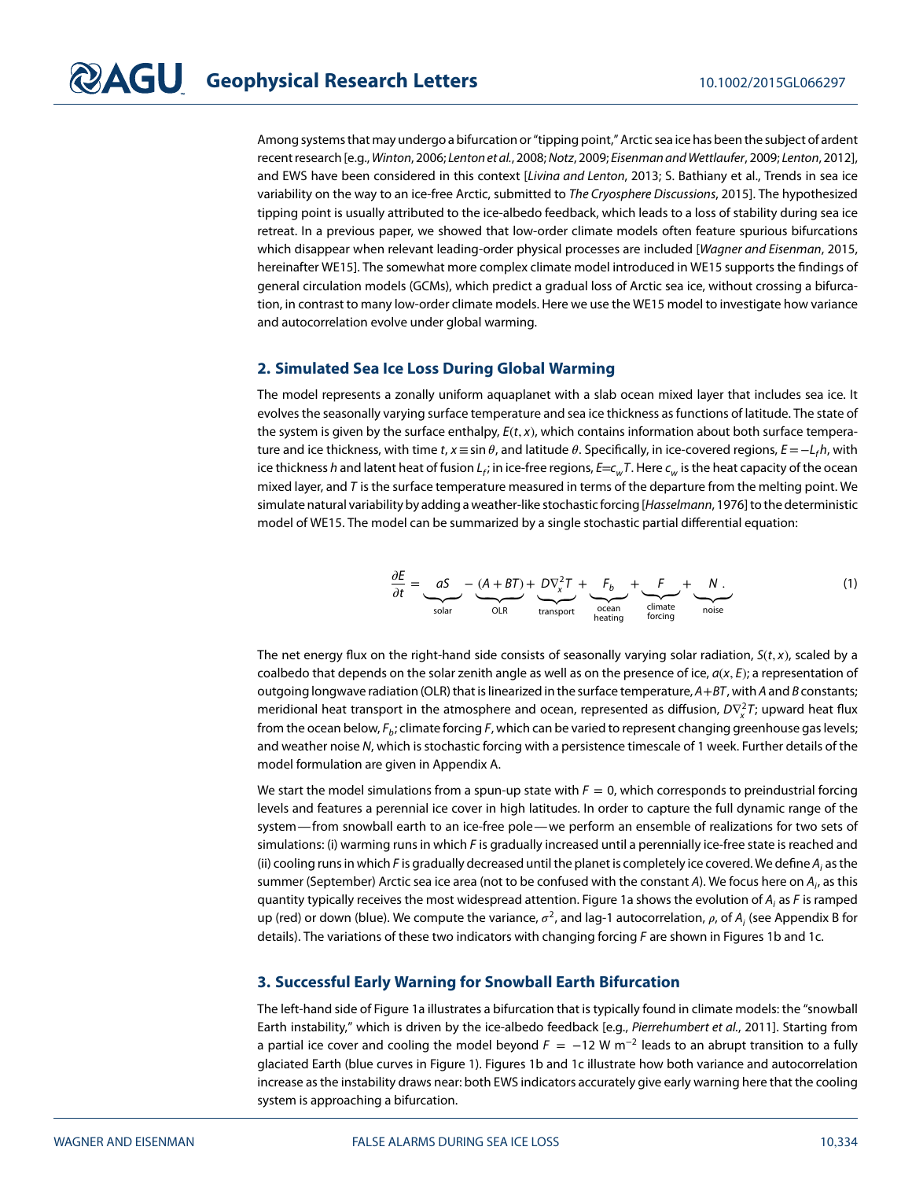Among systems that may undergo a bifurcation or "tipping point," Arctic sea ice has been the subject of ardent recent research [e.g., *Winton*, 2006; *Lenton et al.*, 2008; *Notz*, 2009; *Eisenman and Wettlaufer*, 2009; *Lenton*, 2012], and EWS have been considered in this context [*Livina and Lenton*, 2013; S. Bathiany et al., Trends in sea ice variability on the way to an ice-free Arctic, submitted to *The Cryosphere Discussions*, 2015]. The hypothesized tipping point is usually attributed to the ice-albedo feedback, which leads to a loss of stability during sea ice retreat. In a previous paper, we showed that low-order climate models often feature spurious bifurcations which disappear when relevant leading-order physical processes are included [*Wagner and Eisenman*, 2015, hereinafter WE15]. The somewhat more complex climate model introduced in WE15 supports the findings of general circulation models (GCMs), which predict a gradual loss of Arctic sea ice, without crossing a bifurcation, in contrast to many low-order climate models. Here we use the WE15 model to investigate how variance and autocorrelation evolve under global warming.

## 2. Simulated Sea Ice Loss During Global Warming

The model represents a zonally uniform aquaplanet with a slab ocean mixed layer that includes sea ice. It evolves the seasonally varying surface temperature and sea ice thickness as functions of latitude. The state of the system is given by the surface enthalpy, $E(t, x)$, which contains information about both surface temperature and ice thickness, with time $t$, $x \equiv \sin\theta$, and latitude $\theta$. Specifically, in ice-covered regions, $E = -L_f h$, with ice thickness $h$ and latent heat of fusion $L_f$; in ice-free regions, $E = c_w T$. Here $c_w$ is the heat capacity of the ocean mixed layer, and $T$ is the surface temperature measured in terms of the departure from the melting point. We simulate natural variability by adding a weather-like stochastic forcing [*Hasselmann*, 1976] to the deterministic model of WE15. The model can be summarized by a single stochastic partial differential equation:

$$\frac{\partial E}{\partial t} = \underbrace{aS}_{\text{solar}} - \underbrace{(A + BT)}_{\text{OLR}} + \underbrace{D\nabla_x^2 T}_{\text{transport}} + \underbrace{F_b}_{\substack{\text{ocean}\\\text{heating}}} + \underbrace{F}_{\substack{\text{climate}\\\text{forcing}}} + \underbrace{N}_{\text{noise}}. \tag{1}$$

The net energy flux on the right-hand side consists of seasonally varying solar radiation, $S(t, x)$, scaled by a coalbedo that depends on the solar zenith angle as well as on the presence of ice, $a(x, E)$; a representation of outgoing longwave radiation (OLR) that is linearized in the surface temperature, $A + BT$, with $A$ and $B$ constants; meridional heat transport in the atmosphere and ocean, represented as diffusion, $D\nabla_x^2 T$; upward heat flux from the ocean below, $F_b$; climate forcing $F$, which can be varied to represent changing greenhouse gas levels; and weather noise $N$, which is stochastic forcing with a persistence timescale of 1 week. Further details of the model formulation are given in Appendix A.

We start the model simulations from a spun-up state with $F = 0$, which corresponds to preindustrial forcing levels and features a perennial ice cover in high latitudes. In order to capture the full dynamic range of the system—from snowball earth to an ice-free pole—we perform an ensemble of realizations for two sets of simulations: (i) warming runs in which $F$ is gradually increased until a perennially ice-free state is reached and (ii) cooling runs in which $F$ is gradually decreased until the planet is completely ice covered. We define $A_i$ as the summer (September) Arctic sea ice area (not to be confused with the constant $A$). We focus here on $A_i$, as this quantity typically receives the most widespread attention. Figure 1a shows the evolution of $A_i$ as $F$ is ramped up (red) or down (blue). We compute the variance, $\sigma^2$, and lag-1 autocorrelation, $\rho$, of $A_i$ (see Appendix B for details). The variations of these two indicators with changing forcing $F$ are shown in Figures 1b and 1c.

## 3. Successful Early Warning for Snowball Earth Bifurcation

The left-hand side of Figure 1a illustrates a bifurcation that is typically found in climate models: the "snowball Earth instability," which is driven by the ice-albedo feedback [e.g., *Pierrehumbert et al.*, 2011]. Starting from a partial ice cover and cooling the model beyond $F = -12$ W m$^{-2}$ leads to an abrupt transition to a fully glaciated Earth (blue curves in Figure 1). Figures 1b and 1c illustrate how both variance and autocorrelation increase as the instability draws near: both EWS indicators accurately give early warning here that the cooling system is approaching a bifurcation.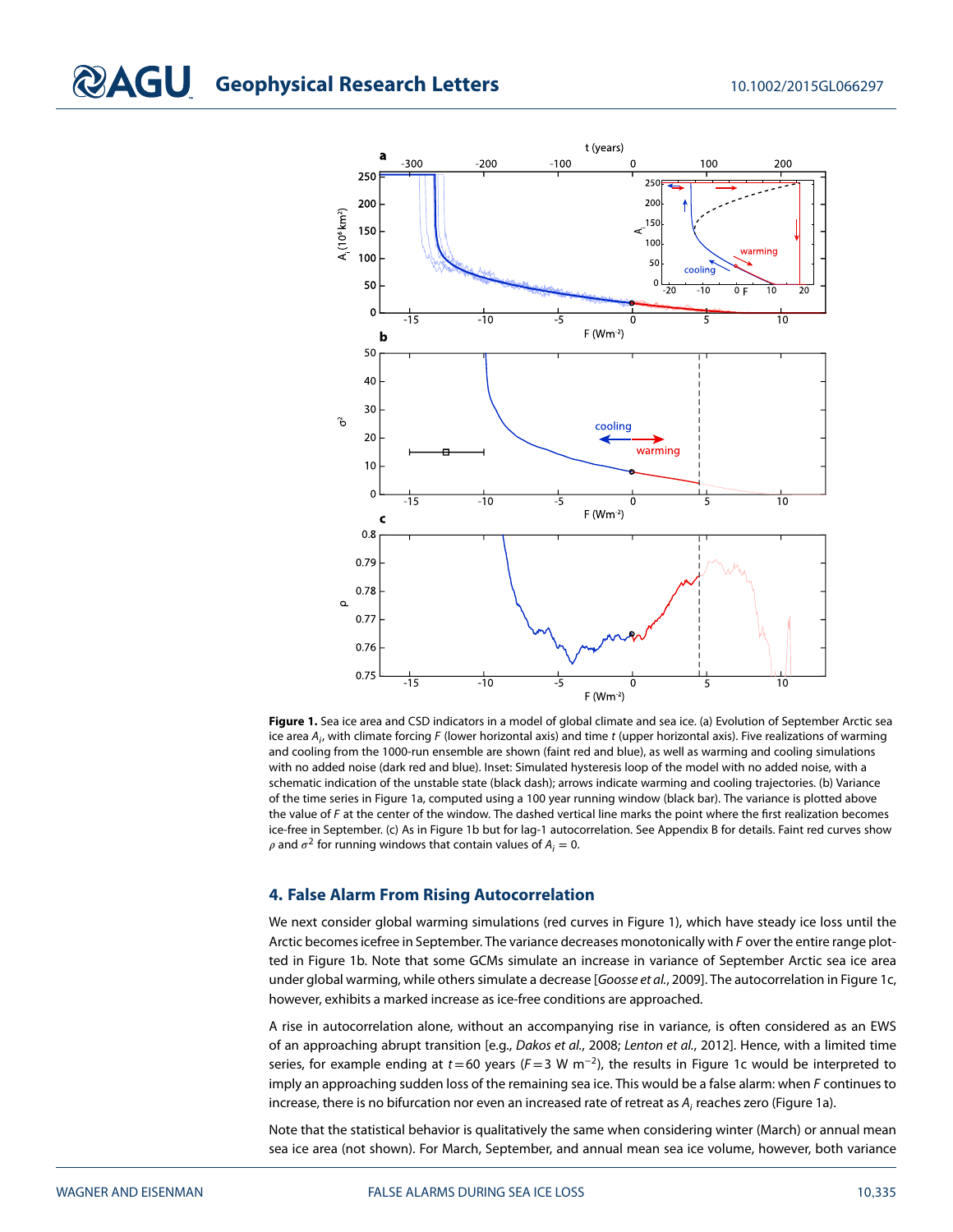**Figure 1.** Sea ice area and CSD indicators in a model of global climate and sea ice. (a) Evolution of September Arctic sea ice area $A_i$, with climate forcing $F$ (lower horizontal axis) and time $t$ (upper horizontal axis). Five realizations of warming and cooling from the 1000-run ensemble are shown (faint red and blue), as well as warming and cooling simulations with no added noise (dark red and blue). Inset: Simulated hysteresis loop of the model with no added noise, with a schematic indication of the unstable state (black dash); arrows indicate warming and cooling trajectories. (b) Variance of the time series in Figure 1a, computed using a 100 year running window (black bar). The variance is plotted above the value of $F$ at the center of the window. The dashed vertical line marks the point where the first realization becomes ice-free in September. (c) As in Figure 1b but for lag-1 autocorrelation. See Appendix B for details. Faint red curves show $\rho$ and $\sigma^2$ for running windows that contain values of $A_i = 0$.

## 4. False Alarm From Rising Autocorrelation

We next consider global warming simulations (red curves in Figure 1), which have steady ice loss until the Arctic becomes icefree in September. The variance decreases monotonically with $F$ over the entire range plotted in Figure 1b. Note that some GCMs simulate an increase in variance of September Arctic sea ice area under global warming, while others simulate a decrease [*Goosse et al.*, 2009]. The autocorrelation in Figure 1c, however, exhibits a marked increase as ice-free conditions are approached.

A rise in autocorrelation alone, without an accompanying rise in variance, is often considered as an EWS of an approaching abrupt transition [e.g., *Dakos et al.*, 2008; *Lenton et al.*, 2012]. Hence, with a limited time series, for example ending at $t = 60$ years ($F = 3$ W m$^{-2}$), the results in Figure 1c would be interpreted to imply an approaching sudden loss of the remaining sea ice. This would be a false alarm: when $F$ continues to increase, there is no bifurcation nor even an increased rate of retreat as $A_i$ reaches zero (Figure 1a).

Note that the statistical behavior is qualitatively the same when considering winter (March) or annual mean sea ice area (not shown). For March, September, and annual mean sea ice volume, however, both variance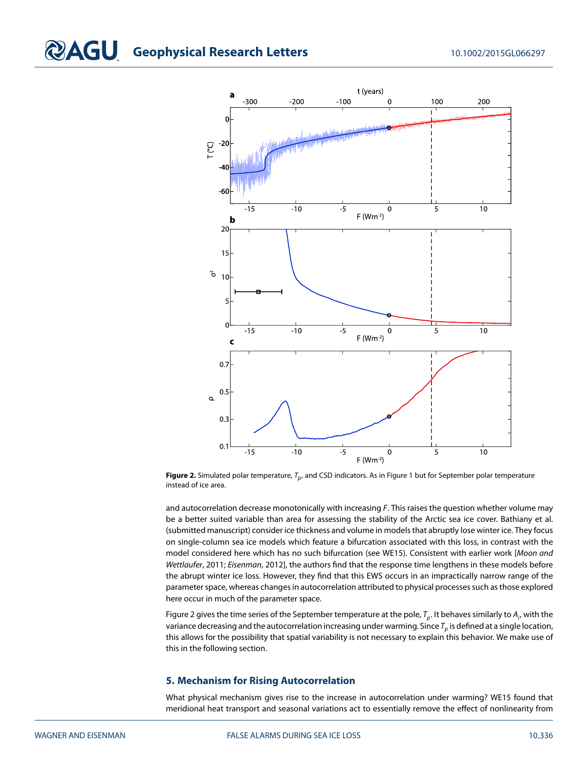**Figure 2.** Simulated polar temperature, $T_p$, and CSD indicators. As in Figure 1 but for September polar temperature instead of ice area.

and autocorrelation decrease monotonically with increasing $F$. This raises the question whether volume may be a better suited variable than area for assessing the stability of the Arctic sea ice cover. Bathiany et al. (submitted manuscript) consider ice thickness and volume in models that abruptly lose winter ice. They focus on single-column sea ice models which feature a bifurcation associated with this loss, in contrast with the model considered here which has no such bifurcation (see WE15). Consistent with earlier work [*Moon and Wettlaufer*, 2011; *Eisenman*, 2012], the authors find that the response time lengthens in these models before the abrupt winter ice loss. However, they find that this EWS occurs in an impractically narrow range of the parameter space, whereas changes in autocorrelation attributed to physical processes such as those explored here occur in much of the parameter space.

Figure 2 gives the time series of the September temperature at the pole, $T_p$. It behaves similarly to $A_i$, with the variance decreasing and the autocorrelation increasing under warming. Since $T_p$ is defined at a single location, this allows for the possibility that spatial variability is not necessary to explain this behavior. We make use of this in the following section.

## 5. Mechanism for Rising Autocorrelation

What physical mechanism gives rise to the increase in autocorrelation under warming? WE15 found that meridional heat transport and seasonal variations act to essentially remove the effect of nonlinearity from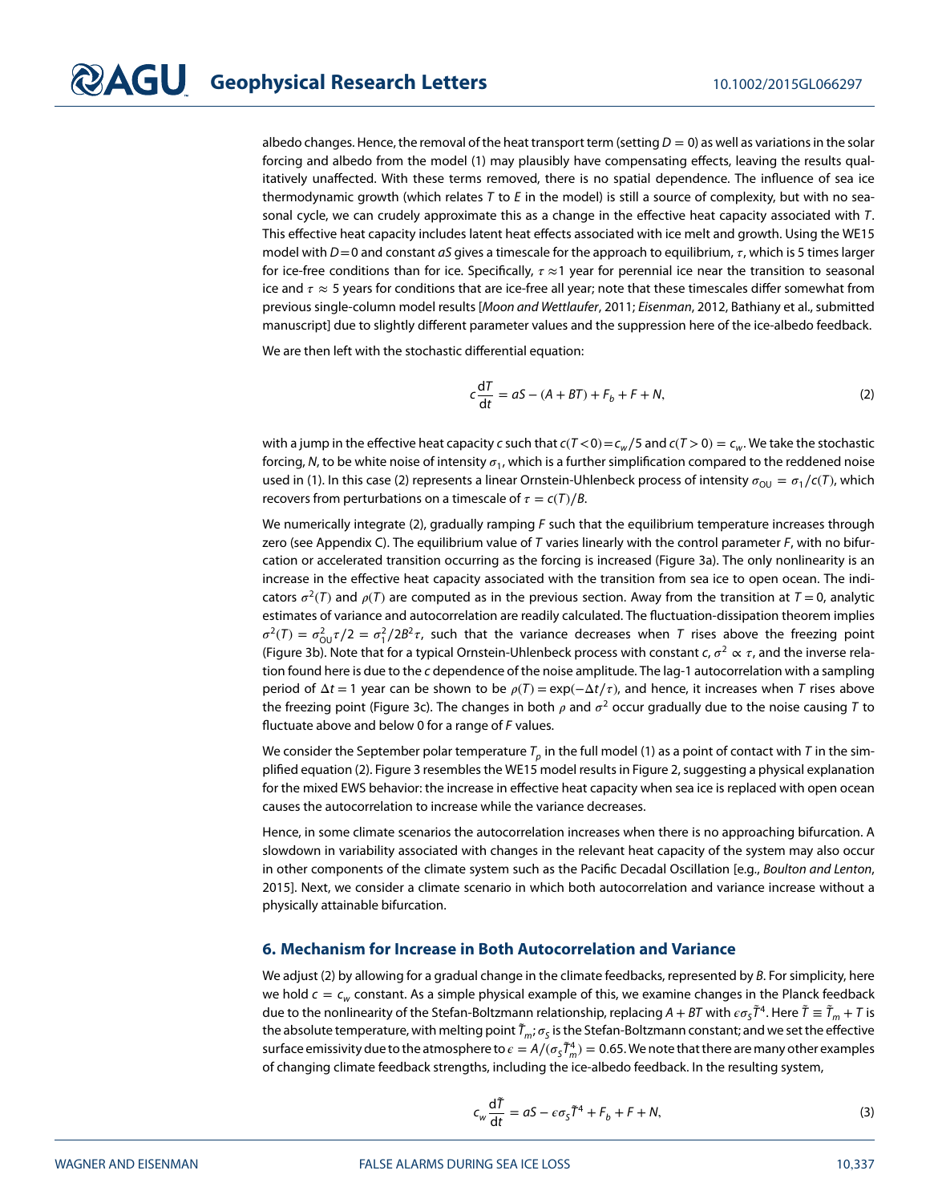albedo changes. Hence, the removal of the heat transport term (setting $D = 0$) as well as variations in the solar forcing and albedo from the model (1) may plausibly have compensating effects, leaving the results qualitatively unaffected. With these terms removed, there is no spatial dependence. The influence of sea ice thermodynamic growth (which relates $T$ to $E$ in the model) is still a source of complexity, but with no seasonal cycle, we can crudely approximate this as a change in the effective heat capacity associated with $T$. This effective heat capacity includes latent heat effects associated with ice melt and growth. Using the WE15 model with $D=0$ and constant $aS$ gives a timescale for the approach to equilibrium, $\tau$, which is 5 times larger for ice-free conditions than for ice. Specifically, $\tau \approx 1$ year for perennial ice near the transition to seasonal ice and $\tau \approx 5$ years for conditions that are ice-free all year; note that these timescales differ somewhat from previous single-column model results [*Moon and Wettlaufer*, 2011; *Eisenman*, 2012, Bathiany et al., submitted manuscript] due to slightly different parameter values and the suppression here of the ice-albedo feedback.

We are then left with the stochastic differential equation:

$$c\frac{\mathrm{d}T}{\mathrm{d}t} = aS - (A + BT) + F_b + F + N, \tag{2}$$

with a jump in the effective heat capacity $c$ such that $c(T<0)=c_w/5$ and $c(T>0) = c_w$. We take the stochastic forcing, $N$, to be white noise of intensity $\sigma_1$, which is a further simplification compared to the reddened noise used in (1). In this case (2) represents a linear Ornstein-Uhlenbeck process of intensity $\sigma_{\mathrm{OU}} = \sigma_1/c(T)$, which recovers from perturbations on a timescale of $\tau = c(T)/B$.

We numerically integrate (2), gradually ramping $F$ such that the equilibrium temperature increases through zero (see Appendix C). The equilibrium value of $T$ varies linearly with the control parameter $F$, with no bifurcation or accelerated transition occurring as the forcing is increased (Figure 3a). The only nonlinearity is an increase in the effective heat capacity associated with the transition from sea ice to open ocean. The indicators $\sigma^2(T)$ and $\rho(T)$ are computed as in the previous section. Away from the transition at $T = 0$, analytic estimates of variance and autocorrelation are readily calculated. The fluctuation-dissipation theorem implies $\sigma^2(T) = \sigma_{\mathrm{OU}}^2\tau/2 = \sigma_1^2/2B^2\tau$, such that the variance decreases when $T$ rises above the freezing point (Figure 3b). Note that for a typical Ornstein-Uhlenbeck process with constant $c$, $\sigma^2 \propto \tau$, and the inverse relation found here is due to the $c$ dependence of the noise amplitude. The lag-1 autocorrelation with a sampling period of $\Delta t = 1$ year can be shown to be $\rho(T) = \exp(-\Delta t/\tau)$, and hence, it increases when $T$ rises above the freezing point (Figure 3c). The changes in both $\rho$ and $\sigma^2$ occur gradually due to the noise causing $T$ to fluctuate above and below 0 for a range of $F$ values.

We consider the September polar temperature $T_p$ in the full model (1) as a point of contact with $T$ in the simplified equation (2). Figure 3 resembles the WE15 model results in Figure 2, suggesting a physical explanation for the mixed EWS behavior: the increase in effective heat capacity when sea ice is replaced with open ocean causes the autocorrelation to increase while the variance decreases.

Hence, in some climate scenarios the autocorrelation increases when there is no approaching bifurcation. A slowdown in variability associated with changes in the relevant heat capacity of the system may also occur in other components of the climate system such as the Pacific Decadal Oscillation [e.g., *Boulton and Lenton*, 2015]. Next, we consider a climate scenario in which both autocorrelation and variance increase without a physically attainable bifurcation.

## 6. Mechanism for Increase in Both Autocorrelation and Variance

We adjust (2) by allowing for a gradual change in the climate feedbacks, represented by $B$. For simplicity, here we hold $c = c_w$ constant. As a simple physical example of this, we examine changes in the Planck feedback due to the nonlinearity of the Stefan-Boltzmann relationship, replacing $A + BT$ with $\epsilon\sigma_S\tilde{T}^4$. Here $\tilde{T} \equiv \tilde{T}_m + T$ is the absolute temperature, with melting point $\tilde{T}_m$; $\sigma_S$ is the Stefan-Boltzmann constant; and we set the effective surface emissivity due to the atmosphere to $\epsilon = A/(\sigma_S\tilde{T}_m^4) = 0.65$. We note that there are many other examples of changing climate feedback strengths, including the ice-albedo feedback. In the resulting system,

$$c_w\frac{\mathrm{d}\tilde{T}}{\mathrm{d}t} = aS - \epsilon\sigma_S\tilde{T}^4 + F_b + F + N, \tag{3}$$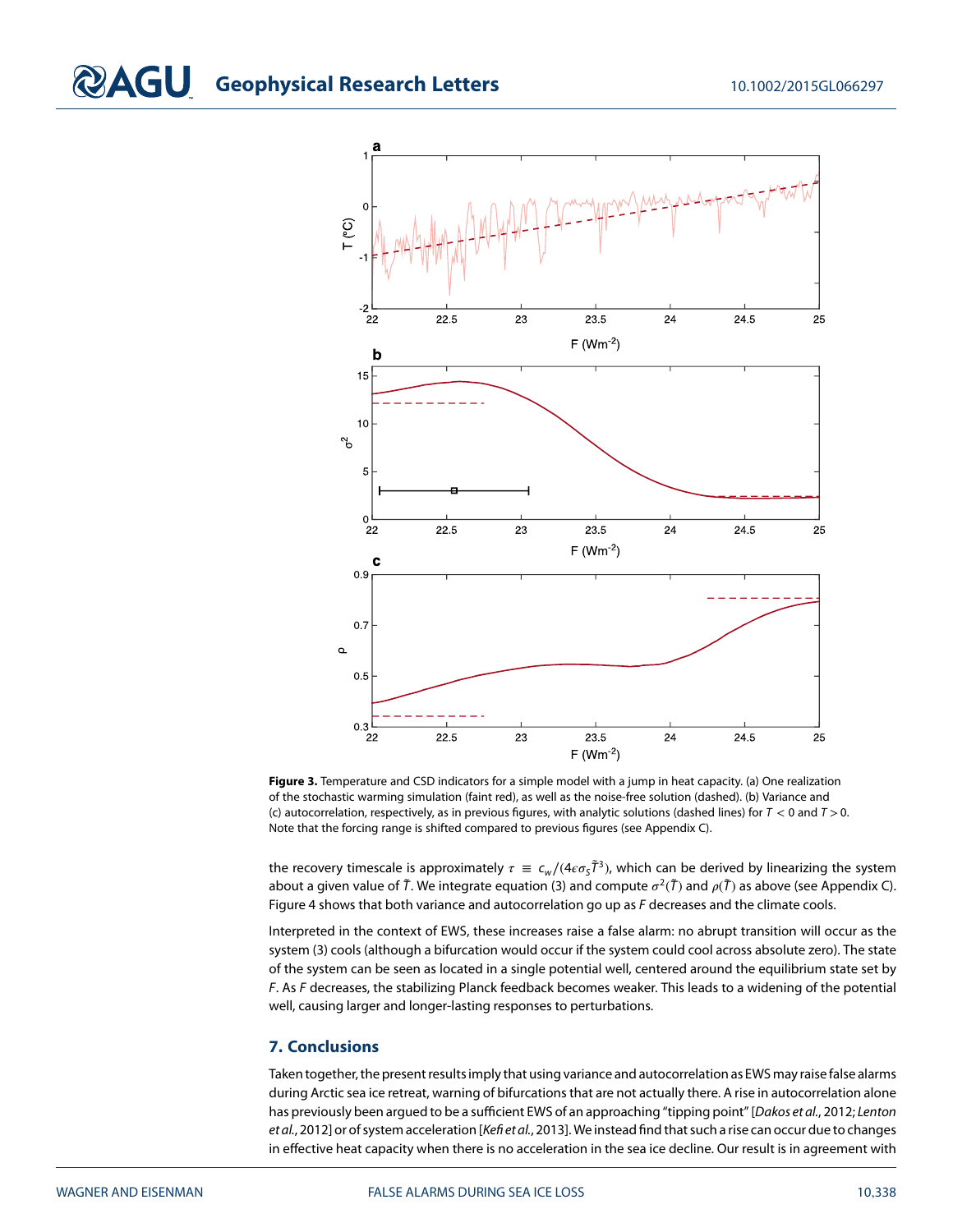**Figure 3.** Temperature and CSD indicators for a simple model with a jump in heat capacity. (a) One realization of the stochastic warming simulation (faint red), as well as the noise-free solution (dashed). (b) Variance and (c) autocorrelation, respectively, as in previous figures, with analytic solutions (dashed lines) for $T < 0$ and $T > 0$. Note that the forcing range is shifted compared to previous figures (see Appendix C).

the recovery timescale is approximately $\tau \equiv c_w/(4\epsilon\sigma_S\tilde{T}^3)$, which can be derived by linearizing the system about a given value of $\tilde{T}$. We integrate equation (3) and compute $\sigma^2(\tilde{T})$ and $\rho(\tilde{T})$ as above (see Appendix C). Figure 4 shows that both variance and autocorrelation go up as $F$ decreases and the climate cools.

Interpreted in the context of EWS, these increases raise a false alarm: no abrupt transition will occur as the system (3) cools (although a bifurcation would occur if the system could cool across absolute zero). The state of the system can be seen as located in a single potential well, centered around the equilibrium state set by $F$. As $F$ decreases, the stabilizing Planck feedback becomes weaker. This leads to a widening of the potential well, causing larger and longer-lasting responses to perturbations.

## 7. Conclusions

Taken together, the present results imply that using variance and autocorrelation as EWS may raise false alarms during Arctic sea ice retreat, warning of bifurcations that are not actually there. A rise in autocorrelation alone has previously been argued to be a sufficient EWS of an approaching "tipping point" [*Dakos et al.*, 2012; *Lenton et al.*, 2012] or of system acceleration [*Kéfi et al.*, 2013]. We instead find that such a rise can occur due to changes in effective heat capacity when there is no acceleration in the sea ice decline. Our result is in agreement with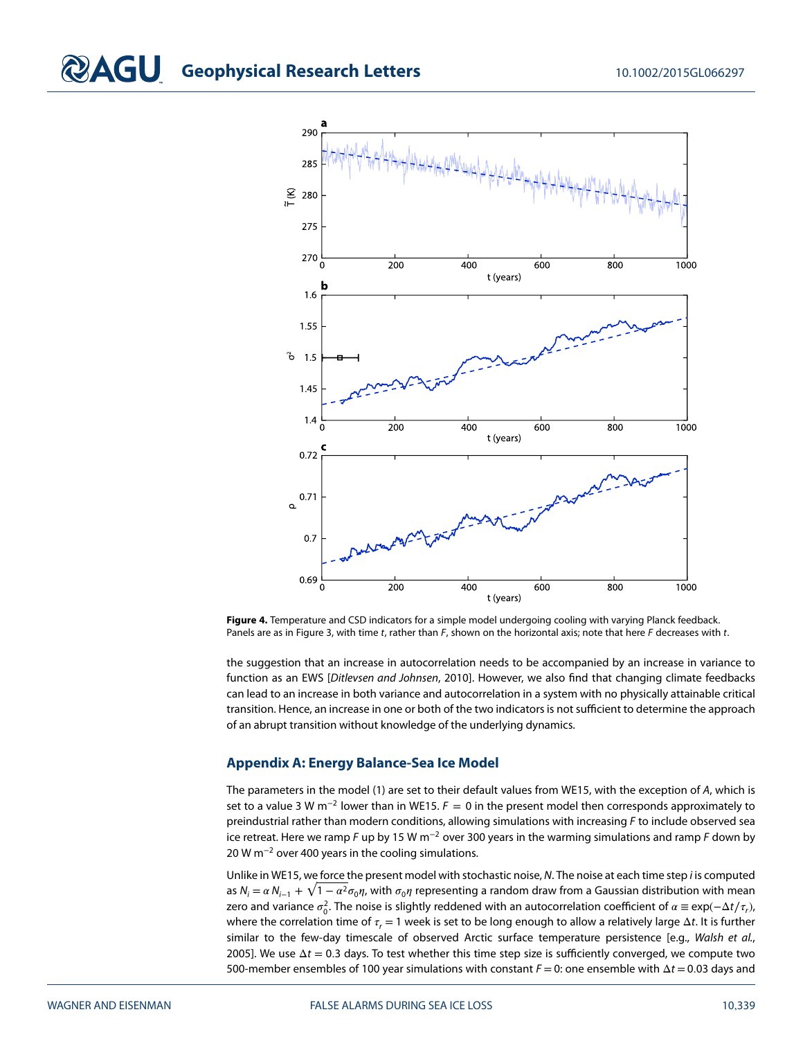**Figure 4.** Temperature and CSD indicators for a simple model undergoing cooling with varying Planck feedback. Panels are as in Figure 3, with time $t$, rather than $F$, shown on the horizontal axis; note that here $F$ decreases with $t$.

the suggestion that an increase in autocorrelation needs to be accompanied by an increase in variance to function as an EWS [*Ditlevsen and Johnsen*, 2010]. However, we also find that changing climate feedbacks can lead to an increase in both variance and autocorrelation in a system with no physically attainable critical transition. Hence, an increase in one or both of the two indicators is not sufficient to determine the approach of an abrupt transition without knowledge of the underlying dynamics.

## Appendix A: Energy Balance-Sea Ice Model

The parameters in the model (1) are set to their default values from WE15, with the exception of $A$, which is set to a value 3 W m$^{-2}$ lower than in WE15. $F = 0$ in the present model then corresponds approximately to preindustrial rather than modern conditions, allowing simulations with increasing $F$ to include observed sea ice retreat. Here we ramp $F$ up by 15 W m$^{-2}$ over 300 years in the warming simulations and ramp $F$ down by 20 W m$^{-2}$ over 400 years in the cooling simulations.

Unlike in WE15, we force the present model with stochastic noise, $N$. The noise at each time step $i$ is computed as $N_i = \alpha N_{i-1} + \sqrt{1-\alpha^2}\sigma_0\eta$, with $\sigma_0\eta$ representing a random draw from a Gaussian distribution with mean zero and variance $\sigma_0^2$. The noise is slightly reddened with an autocorrelation coefficient of $\alpha \equiv \exp(-\Delta t/\tau_r)$, where the correlation time of $\tau_r = 1$ week is set to be long enough to allow a relatively large $\Delta t$. It is further similar to the few-day timescale of observed Arctic surface temperature persistence [e.g., *Walsh et al.*, 2005]. We use $\Delta t = 0.3$ days. To test whether this time step size is sufficiently converged, we compute two 500-member ensembles of 100 year simulations with constant $F = 0$: one ensemble with $\Delta t = 0.03$ days and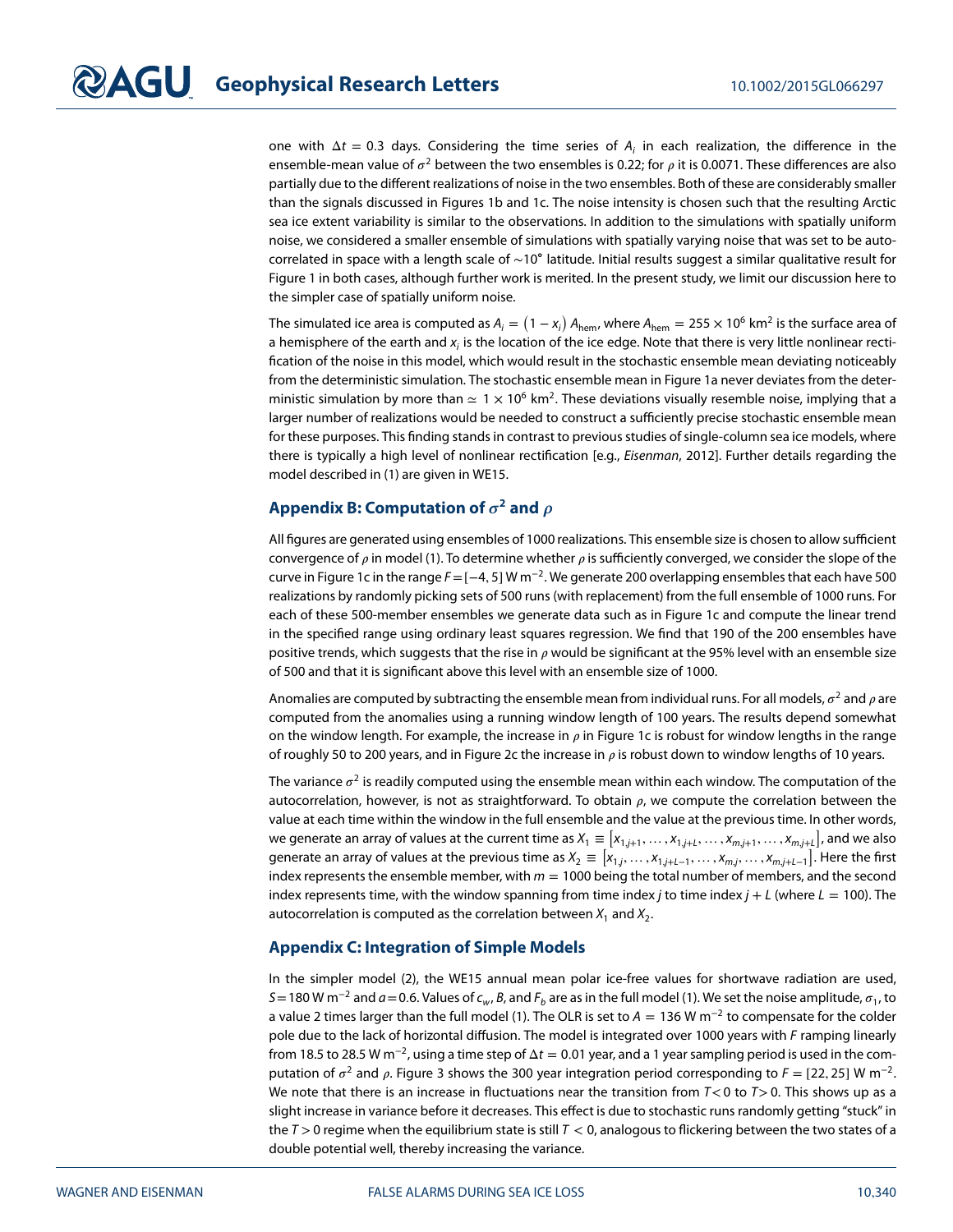one with $\Delta t = 0.3$ days. Considering the time series of $A_i$ in each realization, the difference in the ensemble-mean value of $\sigma^2$ between the two ensembles is 0.22; for $\rho$ it is 0.0071. These differences are also partially due to the different realizations of noise in the two ensembles. Both of these are considerably smaller than the signals discussed in Figures 1b and 1c. The noise intensity is chosen such that the resulting Arctic sea ice extent variability is similar to the observations. In addition to the simulations with spatially uniform noise, we considered a smaller ensemble of simulations with spatially varying noise that was set to be autocorrelated in space with a length scale of ∼10° latitude. Initial results suggest a similar qualitative result for Figure 1 in both cases, although further work is merited. In the present study, we limit our discussion here to the simpler case of spatially uniform noise.

The simulated ice area is computed as $A_i = (1 - x_i)\, A_{\text{hem}}$, where $A_{\text{hem}} = 255 \times 10^6$ km$^2$ is the surface area of a hemisphere of the earth and $x_i$ is the location of the ice edge. Note that there is very little nonlinear rectification of the noise in this model, which would result in the stochastic ensemble mean deviating noticeably from the deterministic simulation. The stochastic ensemble mean in Figure 1a never deviates from the deterministic simulation by more than $\simeq 1 \times 10^6$ km$^2$. These deviations visually resemble noise, implying that a larger number of realizations would be needed to construct a sufficiently precise stochastic ensemble mean for these purposes. This finding stands in contrast to previous studies of single-column sea ice models, where there is typically a high level of nonlinear rectification [e.g., *Eisenman*, 2012]. Further details regarding the model described in (1) are given in WE15.

## Appendix B: Computation of $\sigma^2$ and $\rho$

All figures are generated using ensembles of 1000 realizations. This ensemble size is chosen to allow sufficient convergence of $\rho$ in model (1). To determine whether $\rho$ is sufficiently converged, we consider the slope of the curve in Figure 1c in the range $F = [-4, 5]$ W m$^{-2}$. We generate 200 overlapping ensembles that each have 500 realizations by randomly picking sets of 500 runs (with replacement) from the full ensemble of 1000 runs. For each of these 500-member ensembles we generate data such as in Figure 1c and compute the linear trend in the specified range using ordinary least squares regression. We find that 190 of the 200 ensembles have positive trends, which suggests that the rise in $\rho$ would be significant at the 95% level with an ensemble size of 500 and that it is significant above this level with an ensemble size of 1000.

Anomalies are computed by subtracting the ensemble mean from individual runs. For all models, $\sigma^2$ and $\rho$ are computed from the anomalies using a running window length of 100 years. The results depend somewhat on the window length. For example, the increase in $\rho$ in Figure 1c is robust for window lengths in the range of roughly 50 to 200 years, and in Figure 2c the increase in $\rho$ is robust down to window lengths of 10 years.

The variance $\sigma^2$ is readily computed using the ensemble mean within each window. The computation of the autocorrelation, however, is not as straightforward. To obtain $\rho$, we compute the correlation between the value at each time within the window in the full ensemble and the value at the previous time. In other words, we generate an array of values at the current time as $X_1 \equiv \left[x_{1,j+1}, \ldots, x_{1,j+L}, \ldots, x_{m,j+1}, \ldots, x_{m,j+L}\right]$, and we also generate an array of values at the previous time as $X_2 \equiv \left[x_{1,j}, \ldots, x_{1,j+L-1}, \ldots, x_{m,j}, \ldots, x_{m,j+L-1}\right]$. Here the first index represents the ensemble member, with $m = 1000$ being the total number of members, and the second index represents time, with the window spanning from time index $j$ to time index $j + L$ (where $L = 100$). The autocorrelation is computed as the correlation between $X_1$ and $X_2$.

## Appendix C: Integration of Simple Models

In the simpler model (2), the WE15 annual mean polar ice-free values for shortwave radiation are used, $S = 180$ W m$^{-2}$ and $a = 0.6$. Values of $c_w$, $B$, and $F_b$ are as in the full model (1). We set the noise amplitude, $\sigma_1$, to a value 2 times larger than the full model (1). The OLR is set to $A = 136$ W m$^{-2}$ to compensate for the colder pole due to the lack of horizontal diffusion. The model is integrated over 1000 years with $F$ ramping linearly from 18.5 to 28.5 W m$^{-2}$, using a time step of $\Delta t = 0.01$ year, and a 1 year sampling period is used in the computation of $\sigma^2$ and $\rho$. Figure 3 shows the 300 year integration period corresponding to $F = [22, 25]$ W m$^{-2}$. We note that there is an increase in fluctuations near the transition from $T < 0$ to $T > 0$. This shows up as a slight increase in variance before it decreases. This effect is due to stochastic runs randomly getting "stuck" in the $T > 0$ regime when the equilibrium state is still $T < 0$, analogous to flickering between the two states of a double potential well, thereby increasing the variance.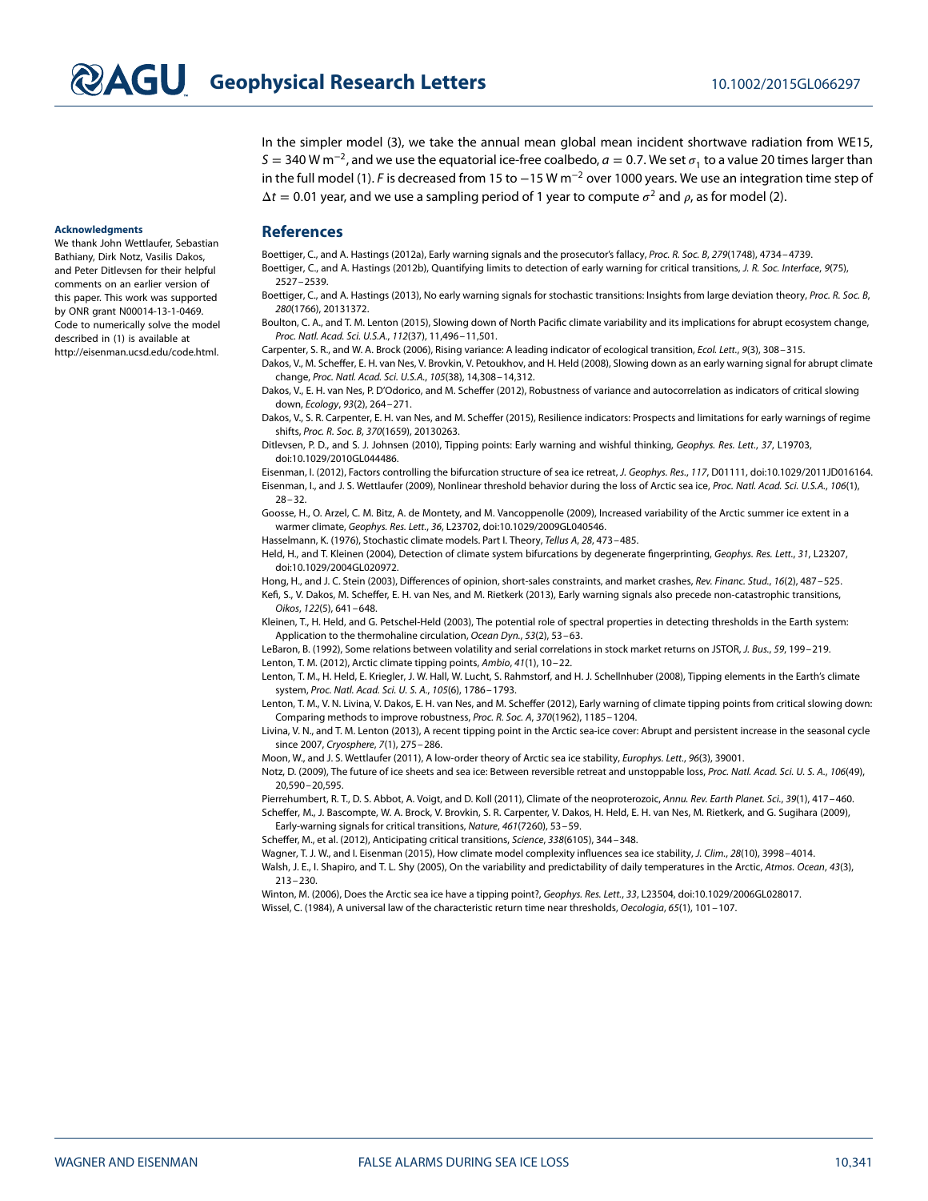In the simpler model (3), we take the annual mean global mean incident shortwave radiation from WE15, $S = 340$ W m$^{-2}$, and we use the equatorial ice-free coalbedo, $a = 0.7$. We set $\sigma_1$ to a value 20 times larger than in the full model (1). $F$ is decreased from 15 to −15 W m$^{-2}$ over 1000 years. We use an integration time step of $\Delta t = 0.01$ year, and we use a sampling period of 1 year to compute $\sigma^2$ and $\rho$, as for model (2).

#### Acknowledgments

We thank John Wettlaufer, Sebastian Bathiany, Dirk Notz, Vasilis Dakos, and Peter Ditlevsen for their helpful comments on an earlier version of this paper. This work was supported by ONR grant N00014-13-1-0469. Code to numerically solve the model described in (1) is available at http://eisenman.ucsd.edu/code.html.

## References

Boettiger, C., and A. Hastings (2012a), Early warning signals and the prosecutor's fallacy, *Proc. R. Soc. B*, *279*(1748), 4734–4739.

Boettiger, C., and A. Hastings (2012b), Quantifying limits to detection of early warning for critical transitions, *J. R. Soc. Interface*, *9*(75), 2527–2539.

Boettiger, C., and A. Hastings (2013), No early warning signals for stochastic transitions: Insights from large deviation theory, *Proc. R. Soc. B*, *280*(1766), 20131372.

Boulton, C. A., and T. M. Lenton (2015), Slowing down of North Pacific climate variability and its implications for abrupt ecosystem change, *Proc. Natl. Acad. Sci. U.S.A.*, *112*(37), 11,496–11,501.

Carpenter, S. R., and W. A. Brock (2006), Rising variance: A leading indicator of ecological transition, *Ecol. Lett.*, *9*(3), 308–315.

Dakos, V., M. Scheffer, E. H. van Nes, V. Brovkin, V. Petoukhov, and H. Held (2008), Slowing down as an early warning signal for abrupt climate change, *Proc. Natl. Acad. Sci. U.S.A.*, *105*(38), 14,308–14,312.

Dakos, V., E. H. van Nes, P. D'Odorico, and M. Scheffer (2012), Robustness of variance and autocorrelation as indicators of critical slowing down, *Ecology*, *93*(2), 264–271.

Dakos, V., S. R. Carpenter, E. H. van Nes, and M. Scheffer (2015), Resilience indicators: Prospects and limitations for early warnings of regime shifts, *Proc. R. Soc. B*, *370*(1659), 20130263.

Ditlevsen, P. D., and S. J. Johnsen (2010), Tipping points: Early warning and wishful thinking, *Geophys. Res. Lett.*, *37*, L19703, doi:10.1029/2010GL044486.

Eisenman, I. (2012), Factors controlling the bifurcation structure of sea ice retreat, *J. Geophys. Res.*, *117*, D01111, doi:10.1029/2011JD016164.

Eisenman, I., and J. S. Wettlaufer (2009), Nonlinear threshold behavior during the loss of Arctic sea ice, *Proc. Natl. Acad. Sci. U.S.A.*, *106*(1), 28–32.

Goosse, H., O. Arzel, C. M. Bitz, A. de Montety, and M. Vancoppenolle (2009), Increased variability of the Arctic summer ice extent in a warmer climate, *Geophys. Res. Lett.*, *36*, L23702, doi:10.1029/2009GL040546.

Hasselmann, K. (1976), Stochastic climate models. Part I. Theory, *Tellus A*, *28*, 473–485.

Held, H., and T. Kleinen (2004), Detection of climate system bifurcations by degenerate fingerprinting, *Geophys. Res. Lett.*, *31*, L23207, doi:10.1029/2004GL020972.

Hong, H., and J. C. Stein (2003), Differences of opinion, short-sales constraints, and market crashes, *Rev. Financ. Stud.*, *16*(2), 487–525.

Kefi, S., V. Dakos, M. Scheffer, E. H. van Nes, and M. Rietkerk (2013), Early warning signals also precede non-catastrophic transitions, *Oikos*, *122*(5), 641–648.

Kleinen, T., H. Held, and G. Petschel-Held (2003), The potential role of spectral properties in detecting thresholds in the Earth system: Application to the thermohaline circulation, *Ocean Dyn.*, *53*(2), 53–63.

LeBaron, B. (1992), Some relations between volatility and serial correlations in stock market returns on JSTOR, *J. Bus.*, *59*, 199–219.

Lenton, T. M. (2012), Arctic climate tipping points, *Ambio*, *41*(1), 10–22.

Lenton, T. M., H. Held, E. Kriegler, J. W. Hall, W. Lucht, S. Rahmstorf, and H. J. Schellnhuber (2008), Tipping elements in the Earth's climate system, *Proc. Natl. Acad. Sci. U. S. A.*, *105*(6), 1786–1793.

Lenton, T. M., V. N. Livina, V. Dakos, E. H. van Nes, and M. Scheffer (2012), Early warning of climate tipping points from critical slowing down: Comparing methods to improve robustness, *Proc. R. Soc. A*, *370*(1962), 1185–1204.

Livina, V. N., and T. M. Lenton (2013), A recent tipping point in the Arctic sea-ice cover: Abrupt and persistent increase in the seasonal cycle since 2007, *Cryosphere*, *7*(1), 275–286.

Moon, W., and J. S. Wettlaufer (2011), A low-order theory of Arctic sea ice stability, *Europhys. Lett.*, *96*(3), 39001.

Notz, D. (2009), The future of ice sheets and sea ice: Between reversible retreat and unstoppable loss, *Proc. Natl. Acad. Sci. U. S. A.*, *106*(49), 20,590–20,595.

Pierrehumbert, R. T., D. S. Abbot, A. Voigt, and D. Koll (2011), Climate of the neoproterozoic, *Annu. Rev. Earth Planet. Sci.*, *39*(1), 417–460.

Scheffer, M., J. Bascompte, W. A. Brock, V. Brovkin, S. R. Carpenter, V. Dakos, H. Held, E. H. van Nes, M. Rietkerk, and G. Sugihara (2009), Early-warning signals for critical transitions, *Nature*, *461*(7260), 53–59.

Scheffer, M., et al. (2012), Anticipating critical transitions, *Science*, *338*(6105), 344–348.

Wagner, T. J. W., and I. Eisenman (2015), How climate model complexity influences sea ice stability, *J. Clim.*, *28*(10), 3998–4014.

Walsh, J. E., I. Shapiro, and T. L. Shy (2005), On the variability and predictability of daily temperatures in the Arctic, *Atmos. Ocean*, *43*(3), 213–230.

Winton, M. (2006), Does the Arctic sea ice have a tipping point?, *Geophys. Res. Lett.*, *33*, L23504, doi:10.1029/2006GL028017.

Wissel, C. (1984), A universal law of the characteristic return time near thresholds, *Oecologia*, *65*(1), 101–107.